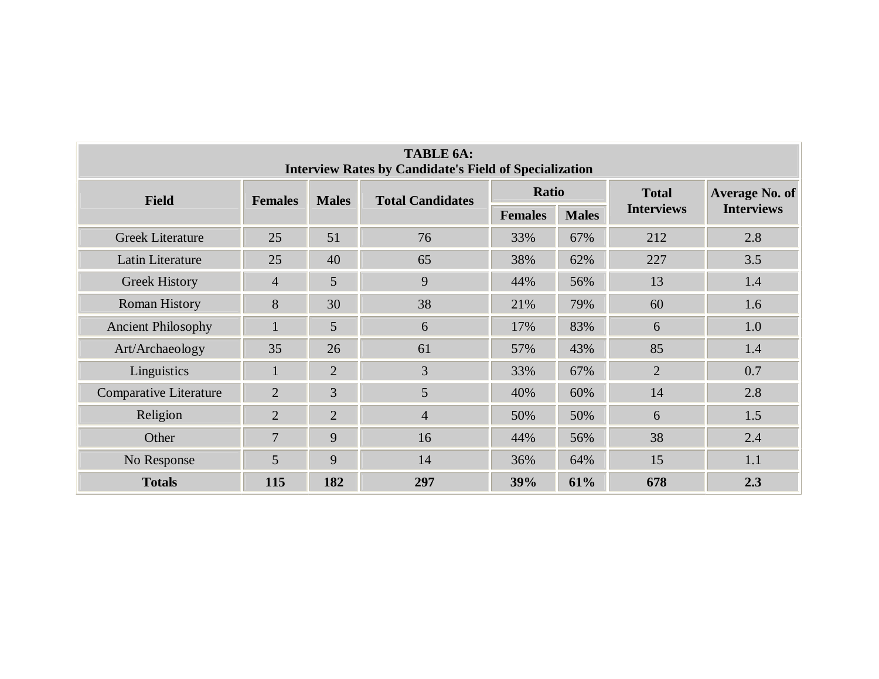| TABLE 6A: Interview Rates by Candidate's Field of Specialization | | | | | | | |
|---|---|---|---|---|---|---|---|
| Field | Females | Males | Total Candidates | Ratio | | Total Interviews | Average No. of Interviews |
| | | | | Females | Males | | |
| Greek Literature | 25 | 51 | 76 | 33% | 67% | 212 | 2.8 |
| Latin Literature | 25 | 40 | 65 | 38% | 62% | 227 | 3.5 |
| Greek History | 4 | 5 | 9 | 44% | 56% | 13 | 1.4 |
| Roman History | 8 | 30 | 38 | 21% | 79% | 60 | 1.6 |
| Ancient Philosophy | 1 | 5 | 6 | 17% | 83% | 6 | 1.0 |
| Art/Archaeology | 35 | 26 | 61 | 57% | 43% | 85 | 1.4 |
| Linguistics | 1 | 2 | 3 | 33% | 67% | 2 | 0.7 |
| Comparative Literature | 2 | 3 | 5 | 40% | 60% | 14 | 2.8 |
| Religion | 2 | 2 | 4 | 50% | 50% | 6 | 1.5 |
| Other | 7 | 9 | 16 | 44% | 56% | 38 | 2.4 |
| No Response | 5 | 9 | 14 | 36% | 64% | 15 | 1.1 |
| **Totals** | **115** | **182** | **297** | **39%** | **61%** | **678** | **2.3** |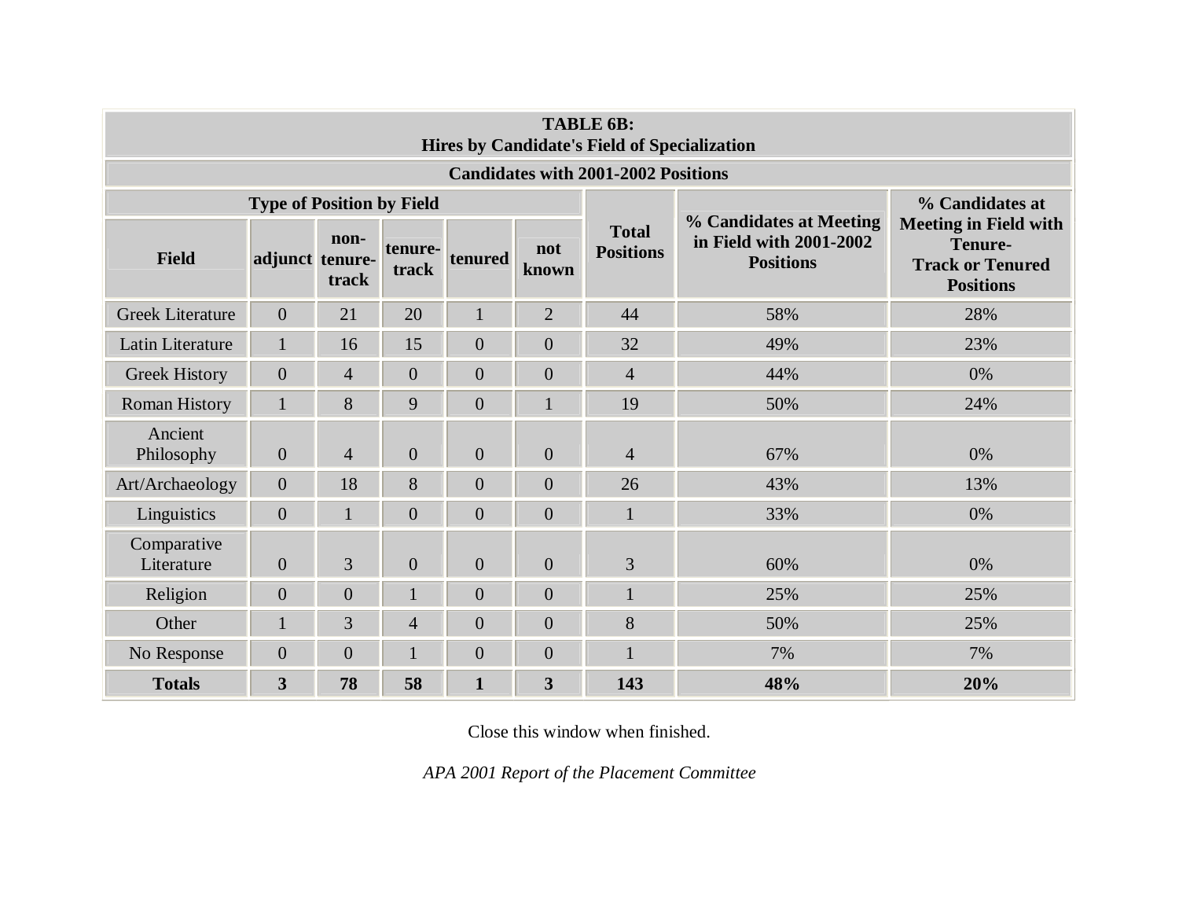| TABLE 6B: Hires by Candidate's Field of Specialization | | | | | | | | |
|---|---|---|---|---|---|---|---|---|
| **Candidates with 2001-2002 Positions** | | | | | | | | |
| **Type of Position by Field** | | | | | | **Total Positions** | **% Candidates at Meeting in Field with 2001-2002 Positions** | **% Candidates at Meeting in Field with Tenure-Track or Tenured Positions** |
| **Field** | **adjunct** | **non-tenure-track** | **tenure-track** | **tenured** | **not known** | | | |
| Greek Literature | 0 | 21 | 20 | 1 | 2 | 44 | 58% | 28% |
| Latin Literature | 1 | 16 | 15 | 0 | 0 | 32 | 49% | 23% |
| Greek History | 0 | 4 | 0 | 0 | 0 | 4 | 44% | 0% |
| Roman History | 1 | 8 | 9 | 0 | 1 | 19 | 50% | 24% |
| Ancient Philosophy | 0 | 4 | 0 | 0 | 0 | 4 | 67% | 0% |
| Art/Archaeology | 0 | 18 | 8 | 0 | 0 | 26 | 43% | 13% |
| Linguistics | 0 | 1 | 0 | 0 | 0 | 1 | 33% | 0% |
| Comparative Literature | 0 | 3 | 0 | 0 | 0 | 3 | 60% | 0% |
| Religion | 0 | 0 | 1 | 0 | 0 | 1 | 25% | 25% |
| Other | 1 | 3 | 4 | 0 | 0 | 8 | 50% | 25% |
| No Response | 0 | 0 | 1 | 0 | 0 | 1 | 7% | 7% |
| **Totals** | **3** | **78** | **58** | **1** | **3** | **143** | **48%** | **20%** |

Close this window when finished.

*APA 2001 Report of the Placement Committee*